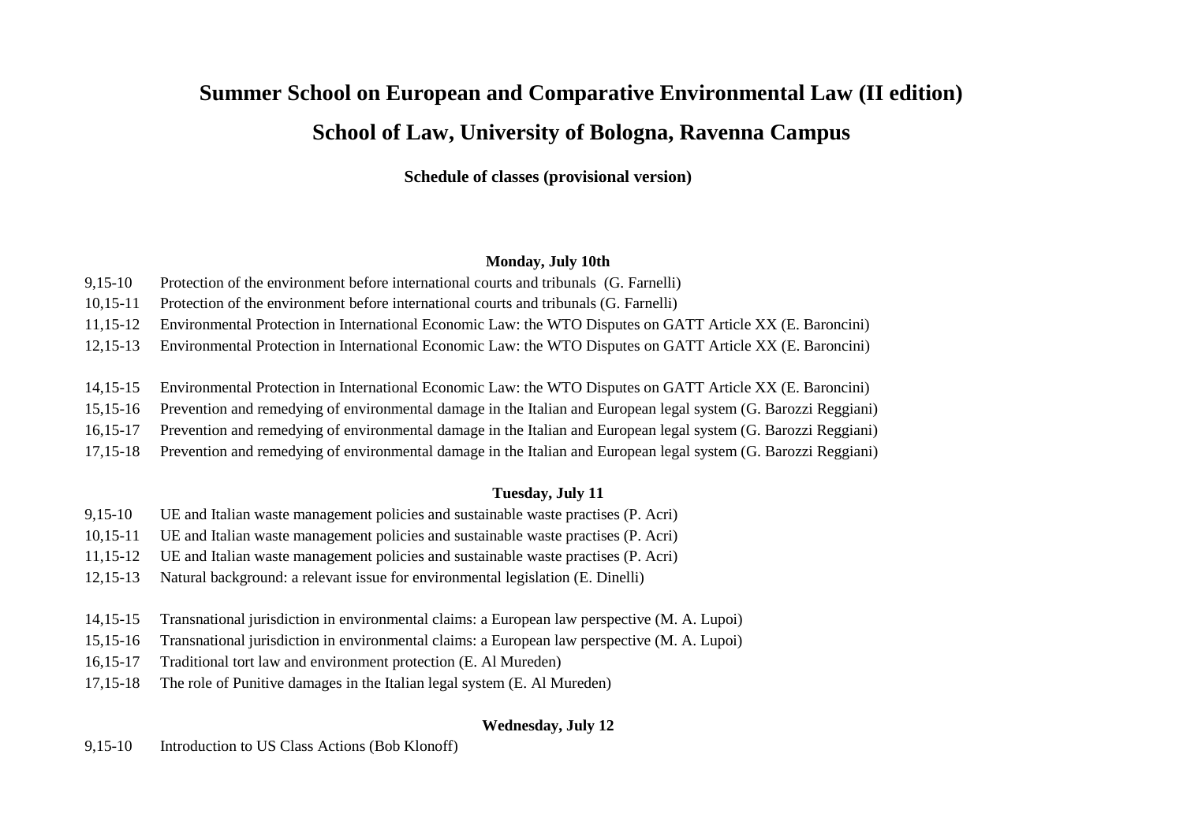# Summer School on European and Comparative Environmental Law (II edition)

## School of Law, University of Bologna, Ravenna Campus

**Schedule of classes (provisional version)**

**Monday, July 10th**

9,15-10 Protection of the environment before international courts and tribunals (G. Farnelli)
10,15-11 Protection of the environment before international courts and tribunals (G. Farnelli)
11,15-12 Environmental Protection in International Economic Law: the WTO Disputes on GATT Article XX (E. Baroncini)
12,15-13 Environmental Protection in International Economic Law: the WTO Disputes on GATT Article XX (E. Baroncini)

14,15-15 Environmental Protection in International Economic Law: the WTO Disputes on GATT Article XX (E. Baroncini)
15,15-16 Prevention and remedying of environmental damage in the Italian and European legal system (G. Barozzi Reggiani)
16,15-17 Prevention and remedying of environmental damage in the Italian and European legal system (G. Barozzi Reggiani)
17,15-18 Prevention and remedying of environmental damage in the Italian and European legal system (G. Barozzi Reggiani)

**Tuesday, July 11**

9,15-10 UE and Italian waste management policies and sustainable waste practises (P. Acri)
10,15-11 UE and Italian waste management policies and sustainable waste practises (P. Acri)
11,15-12 UE and Italian waste management policies and sustainable waste practises (P. Acri)
12,15-13 Natural background: a relevant issue for environmental legislation (E. Dinelli)

14,15-15 Transnational jurisdiction in environmental claims: a European law perspective (M. A. Lupoi)
15,15-16 Transnational jurisdiction in environmental claims: a European law perspective (M. A. Lupoi)
16,15-17 Traditional tort law and environment protection (E. Al Mureden)
17,15-18 The role of Punitive damages in the Italian legal system (E. Al Mureden)

**Wednesday, July 12**

9,15-10 Introduction to US Class Actions (Bob Klonoff)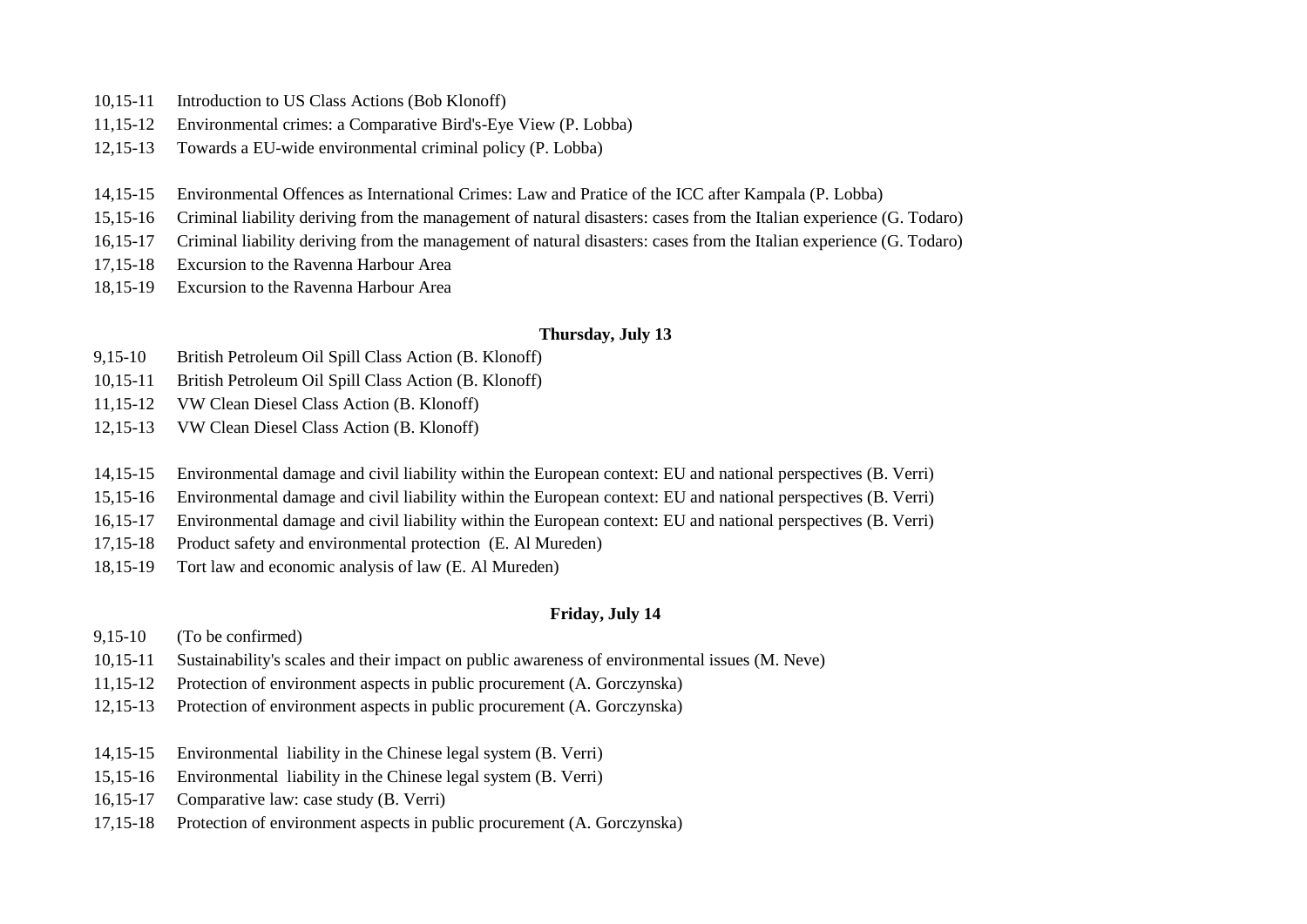10,15-11 Introduction to US Class Actions (Bob Klonoff)

11,15-12 Environmental crimes: a Comparative Bird's-Eye View (P. Lobba)

12,15-13 Towards a EU-wide environmental criminal policy (P. Lobba)

14,15-15 Environmental Offences as International Crimes: Law and Pratice of the ICC after Kampala (P. Lobba)

15,15-16 Criminal liability deriving from the management of natural disasters: cases from the Italian experience (G. Todaro)

16,15-17 Criminal liability deriving from the management of natural disasters: cases from the Italian experience (G. Todaro)

17,15-18 Excursion to the Ravenna Harbour Area

18,15-19 Excursion to the Ravenna Harbour Area

**Thursday, July 13**

9,15-10 British Petroleum Oil Spill Class Action (B. Klonoff)

10,15-11 British Petroleum Oil Spill Class Action (B. Klonoff)

11,15-12 VW Clean Diesel Class Action (B. Klonoff)

12,15-13 VW Clean Diesel Class Action (B. Klonoff)

14,15-15 Environmental damage and civil liability within the European context: EU and national perspectives (B. Verri)

15,15-16 Environmental damage and civil liability within the European context: EU and national perspectives (B. Verri)

16,15-17 Environmental damage and civil liability within the European context: EU and national perspectives (B. Verri)

17,15-18 Product safety and environmental protection (E. Al Mureden)

18,15-19 Tort law and economic analysis of law (E. Al Mureden)

**Friday, July 14**

9,15-10 (To be confirmed)

10,15-11 Sustainability's scales and their impact on public awareness of environmental issues (M. Neve)

11,15-12 Protection of environment aspects in public procurement (A. Gorczynska)

12,15-13 Protection of environment aspects in public procurement (A. Gorczynska)

14,15-15 Environmental liability in the Chinese legal system (B. Verri)

15,15-16 Environmental liability in the Chinese legal system (B. Verri)

16,15-17 Comparative law: case study (B. Verri)

17,15-18 Protection of environment aspects in public procurement (A. Gorczynska)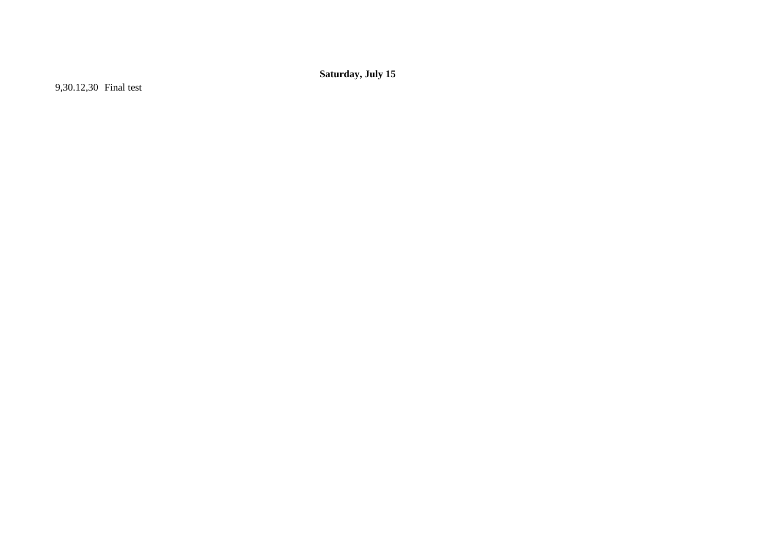**Saturday, July 15**

9,30.12,30 Final test